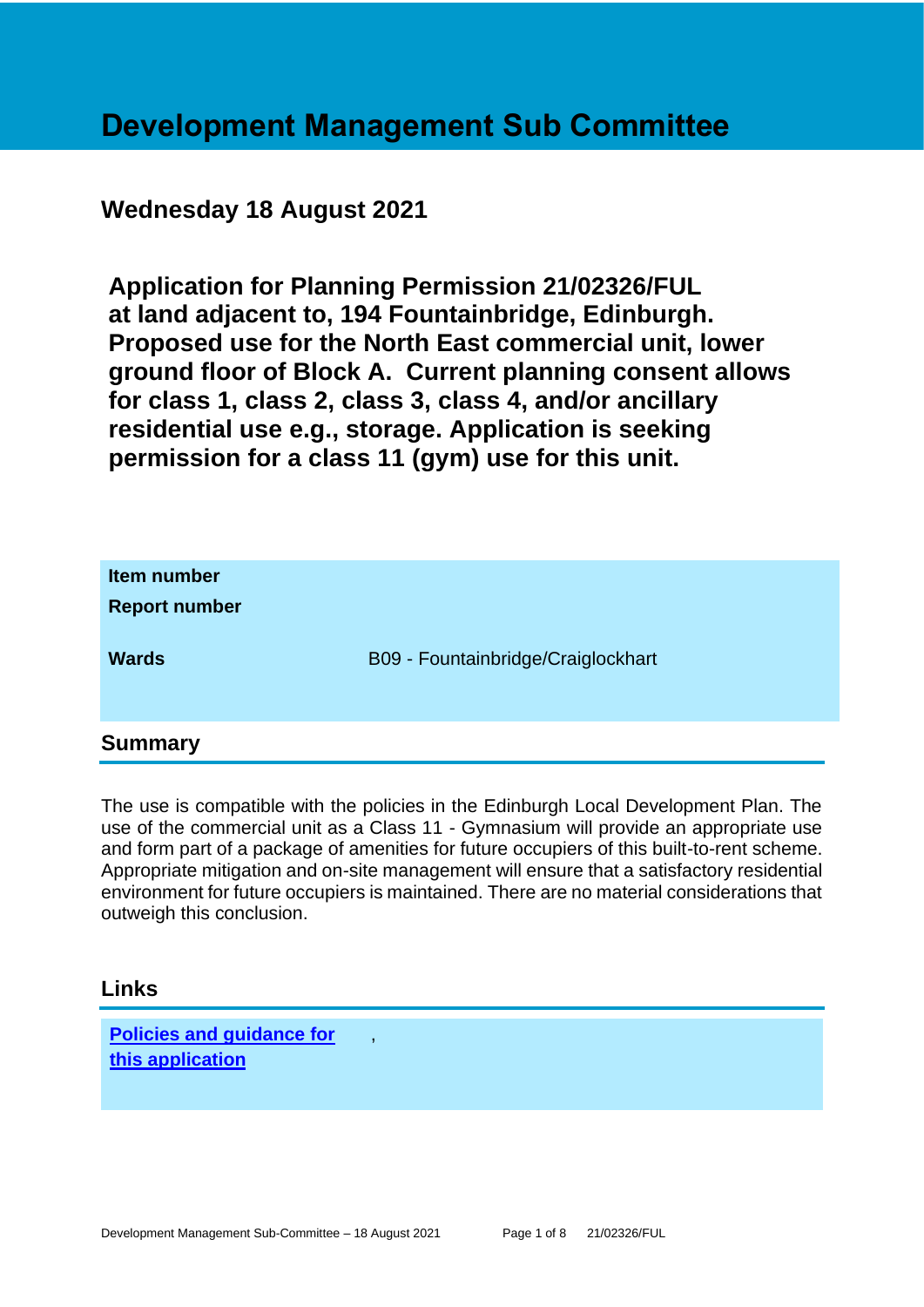# Development Management Sub Committee

## Wednesday 18 August 2021

## Application for Planning Permission 21/02326/FUL at land adjacent to, 194 Fountainbridge, Edinburgh. Proposed use for the North East commercial unit, lower ground floor of Block A. Current planning consent allows for class 1, class 2, class 3, class 4, and/or ancillary residential use e.g., storage. Application is seeking permission for a class 11 (gym) use for this unit.

| | |
|---|---|
| **Item number** | |
| **Report number** | |
| **Wards** | B09 - Fountainbridge/Craiglockhart |

## Summary

The use is compatible with the policies in the Edinburgh Local Development Plan. The use of the commercial unit as a Class 11 - Gymnasium will provide an appropriate use and form part of a package of amenities for future occupiers of this built-to-rent scheme. Appropriate mitigation and on-site management will ensure that a satisfactory residential environment for future occupiers is maintained. There are no material considerations that outweigh this conclusion.

## Links

**Policies and guidance for this application** ,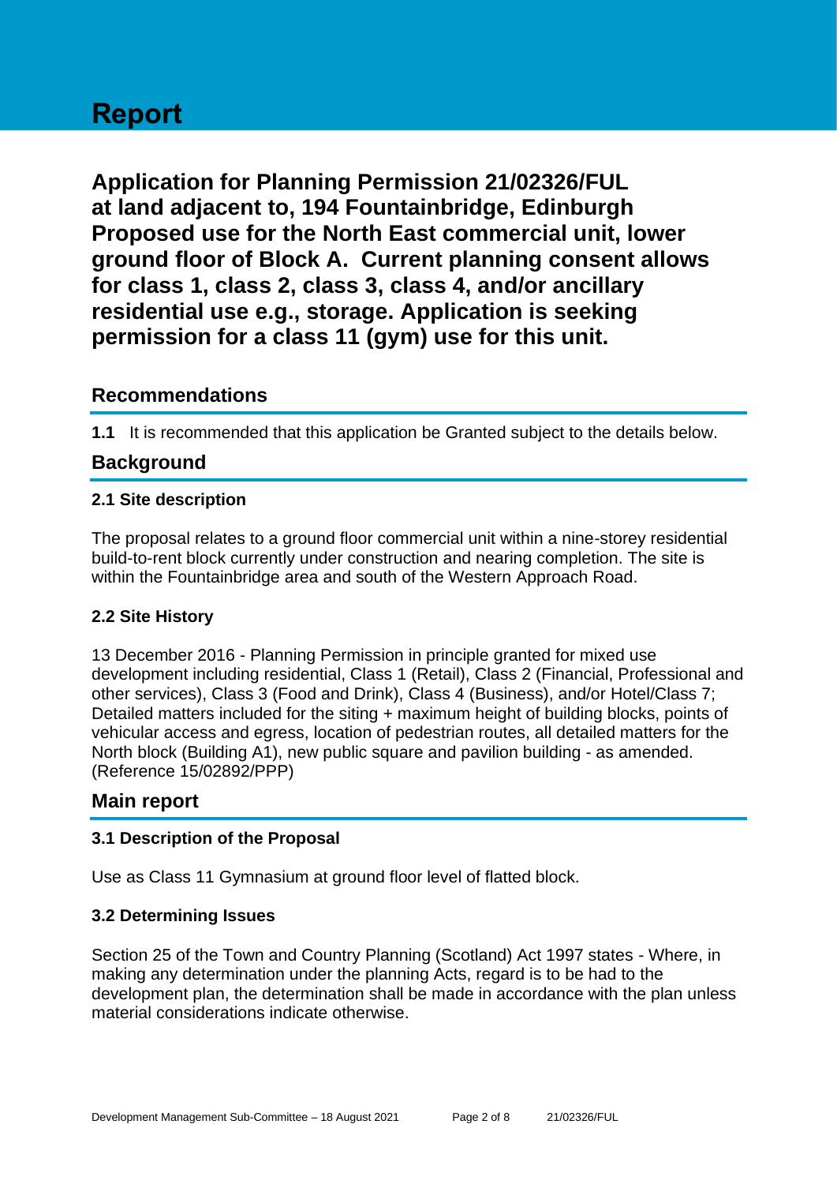# Report

**Application for Planning Permission 21/02326/FUL at land adjacent to, 194 Fountainbridge, Edinburgh Proposed use for the North East commercial unit, lower ground floor of Block A. Current planning consent allows for class 1, class 2, class 3, class 4, and/or ancillary residential use e.g., storage. Application is seeking permission for a class 11 (gym) use for this unit.**

## Recommendations

**1.1** It is recommended that this application be Granted subject to the details below.

## Background

### 2.1 Site description

The proposal relates to a ground floor commercial unit within a nine-storey residential build-to-rent block currently under construction and nearing completion. The site is within the Fountainbridge area and south of the Western Approach Road.

### 2.2 Site History

13 December 2016 - Planning Permission in principle granted for mixed use development including residential, Class 1 (Retail), Class 2 (Financial, Professional and other services), Class 3 (Food and Drink), Class 4 (Business), and/or Hotel/Class 7; Detailed matters included for the siting + maximum height of building blocks, points of vehicular access and egress, location of pedestrian routes, all detailed matters for the North block (Building A1), new public square and pavilion building - as amended. (Reference 15/02892/PPP)

## Main report

### 3.1 Description of the Proposal

Use as Class 11 Gymnasium at ground floor level of flatted block.

### 3.2 Determining Issues

Section 25 of the Town and Country Planning (Scotland) Act 1997 states - Where, in making any determination under the planning Acts, regard is to be had to the development plan, the determination shall be made in accordance with the plan unless material considerations indicate otherwise.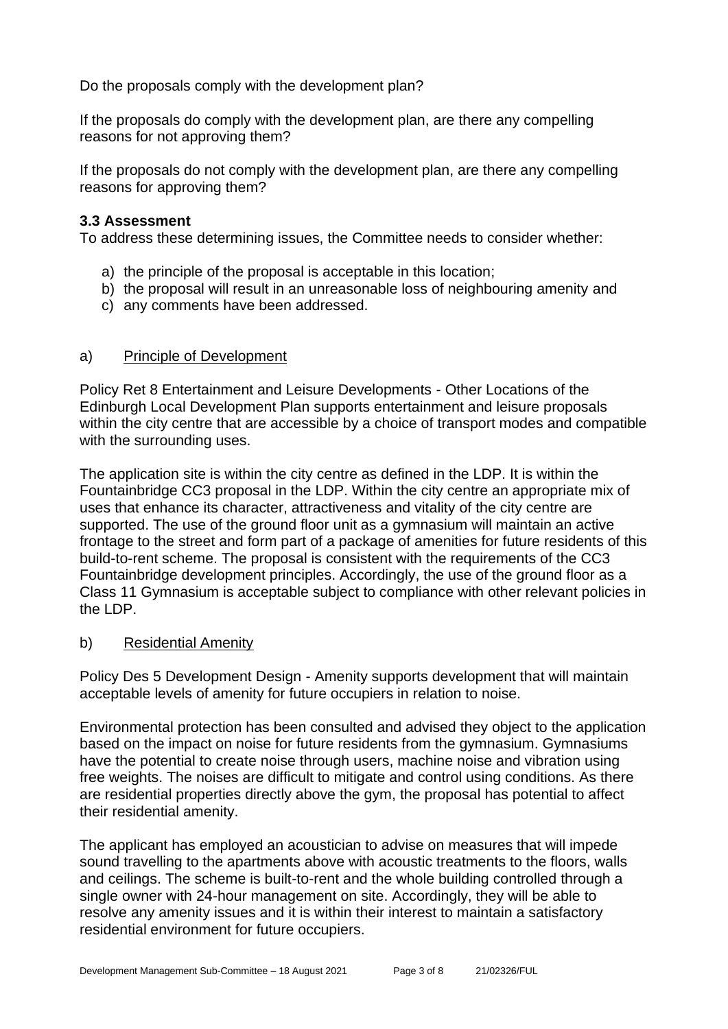Do the proposals comply with the development plan?

If the proposals do comply with the development plan, are there any compelling reasons for not approving them?

If the proposals do not comply with the development plan, are there any compelling reasons for approving them?

### 3.3 Assessment

To address these determining issues, the Committee needs to consider whether:

a) the principle of the proposal is acceptable in this location;
b) the proposal will result in an unreasonable loss of neighbouring amenity and
c) any comments have been addressed.

a) Principle of Development

Policy Ret 8 Entertainment and Leisure Developments - Other Locations of the Edinburgh Local Development Plan supports entertainment and leisure proposals within the city centre that are accessible by a choice of transport modes and compatible with the surrounding uses.

The application site is within the city centre as defined in the LDP. It is within the Fountainbridge CC3 proposal in the LDP. Within the city centre an appropriate mix of uses that enhance its character, attractiveness and vitality of the city centre are supported. The use of the ground floor unit as a gymnasium will maintain an active frontage to the street and form part of a package of amenities for future residents of this build-to-rent scheme. The proposal is consistent with the requirements of the CC3 Fountainbridge development principles. Accordingly, the use of the ground floor as a Class 11 Gymnasium is acceptable subject to compliance with other relevant policies in the LDP.

b) Residential Amenity

Policy Des 5 Development Design - Amenity supports development that will maintain acceptable levels of amenity for future occupiers in relation to noise.

Environmental protection has been consulted and advised they object to the application based on the impact on noise for future residents from the gymnasium. Gymnasiums have the potential to create noise through users, machine noise and vibration using free weights. The noises are difficult to mitigate and control using conditions. As there are residential properties directly above the gym, the proposal has potential to affect their residential amenity.

The applicant has employed an acoustician to advise on measures that will impede sound travelling to the apartments above with acoustic treatments to the floors, walls and ceilings. The scheme is built-to-rent and the whole building controlled through a single owner with 24-hour management on site. Accordingly, they will be able to resolve any amenity issues and it is within their interest to maintain a satisfactory residential environment for future occupiers.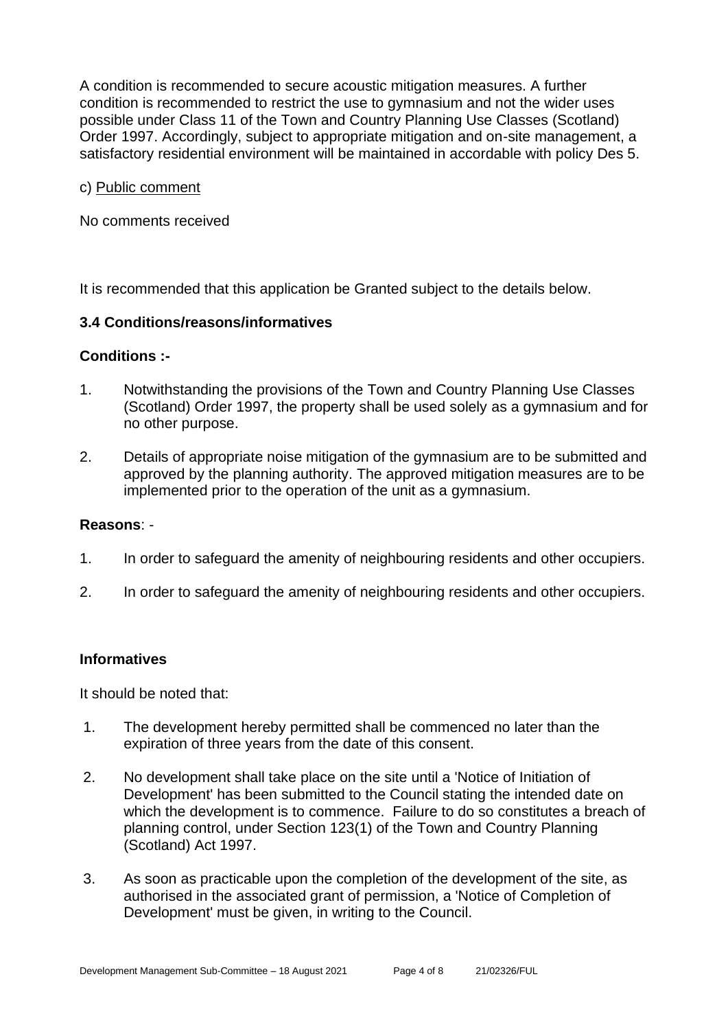A condition is recommended to secure acoustic mitigation measures. A further condition is recommended to restrict the use to gymnasium and not the wider uses possible under Class 11 of the Town and Country Planning Use Classes (Scotland) Order 1997. Accordingly, subject to appropriate mitigation and on-site management, a satisfactory residential environment will be maintained in accordable with policy Des 5.

c) Public comment

No comments received

It is recommended that this application be Granted subject to the details below.

### 3.4 Conditions/reasons/informatives

**Conditions :-**

1. Notwithstanding the provisions of the Town and Country Planning Use Classes (Scotland) Order 1997, the property shall be used solely as a gymnasium and for no other purpose.

2. Details of appropriate noise mitigation of the gymnasium are to be submitted and approved by the planning authority. The approved mitigation measures are to be implemented prior to the operation of the unit as a gymnasium.

**Reasons**: -

1. In order to safeguard the amenity of neighbouring residents and other occupiers.

2. In order to safeguard the amenity of neighbouring residents and other occupiers.

**Informatives**

It should be noted that:

1. The development hereby permitted shall be commenced no later than the expiration of three years from the date of this consent.

2. No development shall take place on the site until a 'Notice of Initiation of Development' has been submitted to the Council stating the intended date on which the development is to commence. Failure to do so constitutes a breach of planning control, under Section 123(1) of the Town and Country Planning (Scotland) Act 1997.

3. As soon as practicable upon the completion of the development of the site, as authorised in the associated grant of permission, a 'Notice of Completion of Development' must be given, in writing to the Council.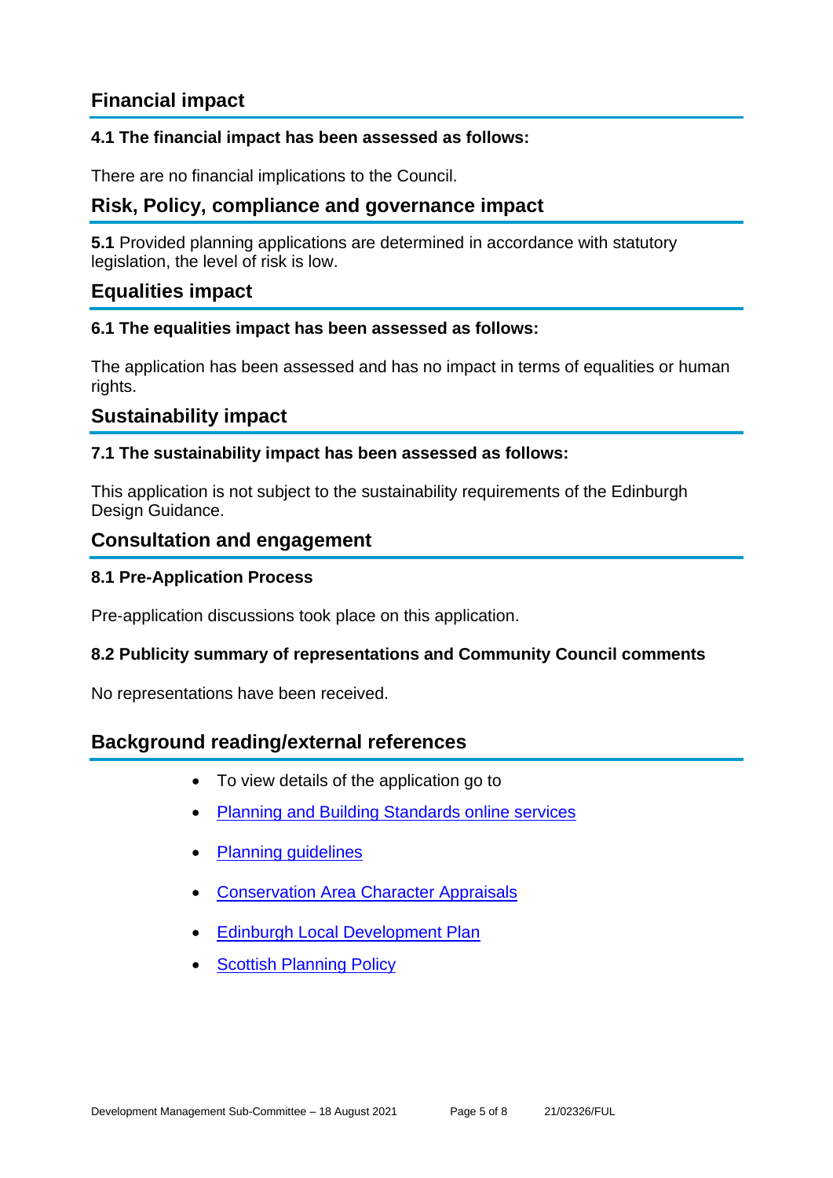## Financial impact

### 4.1 The financial impact has been assessed as follows:

There are no financial implications to the Council.

## Risk, Policy, compliance and governance impact

**5.1** Provided planning applications are determined in accordance with statutory legislation, the level of risk is low.

## Equalities impact

### 6.1 The equalities impact has been assessed as follows:

The application has been assessed and has no impact in terms of equalities or human rights.

## Sustainability impact

### 7.1 The sustainability impact has been assessed as follows:

This application is not subject to the sustainability requirements of the Edinburgh Design Guidance.

## Consultation and engagement

### 8.1 Pre-Application Process

Pre-application discussions took place on this application.

### 8.2 Publicity summary of representations and Community Council comments

No representations have been received.

## Background reading/external references

- To view details of the application go to
- Planning and Building Standards online services
- Planning guidelines
- Conservation Area Character Appraisals
- Edinburgh Local Development Plan
- Scottish Planning Policy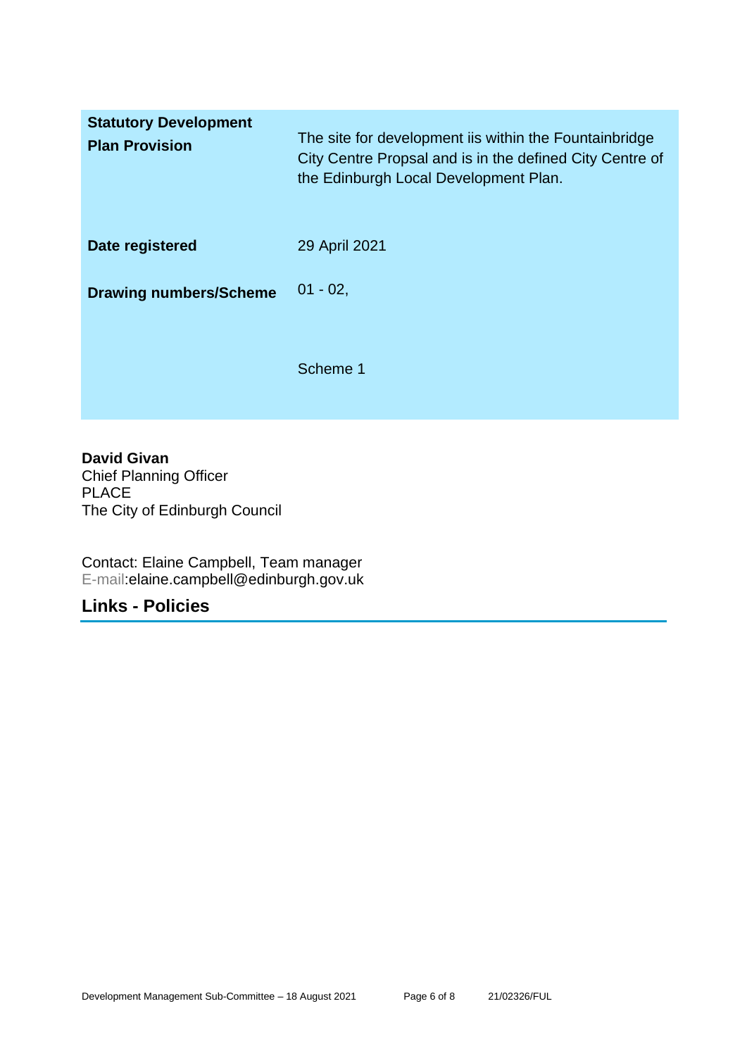| | |
|---|---|
| **Statutory Development Plan Provision** | The site for development iis within the Fountainbridge City Centre Propsal and is in the defined City Centre of the Edinburgh Local Development Plan. |
| **Date registered** | 29 April 2021 |
| **Drawing numbers/Scheme** | 01 - 02,<br><br>Scheme 1 |

**David Givan**
Chief Planning Officer
PLACE
The City of Edinburgh Council

Contact: Elaine Campbell, Team manager
E-mail:elaine.campbell@edinburgh.gov.uk

## Links - Policies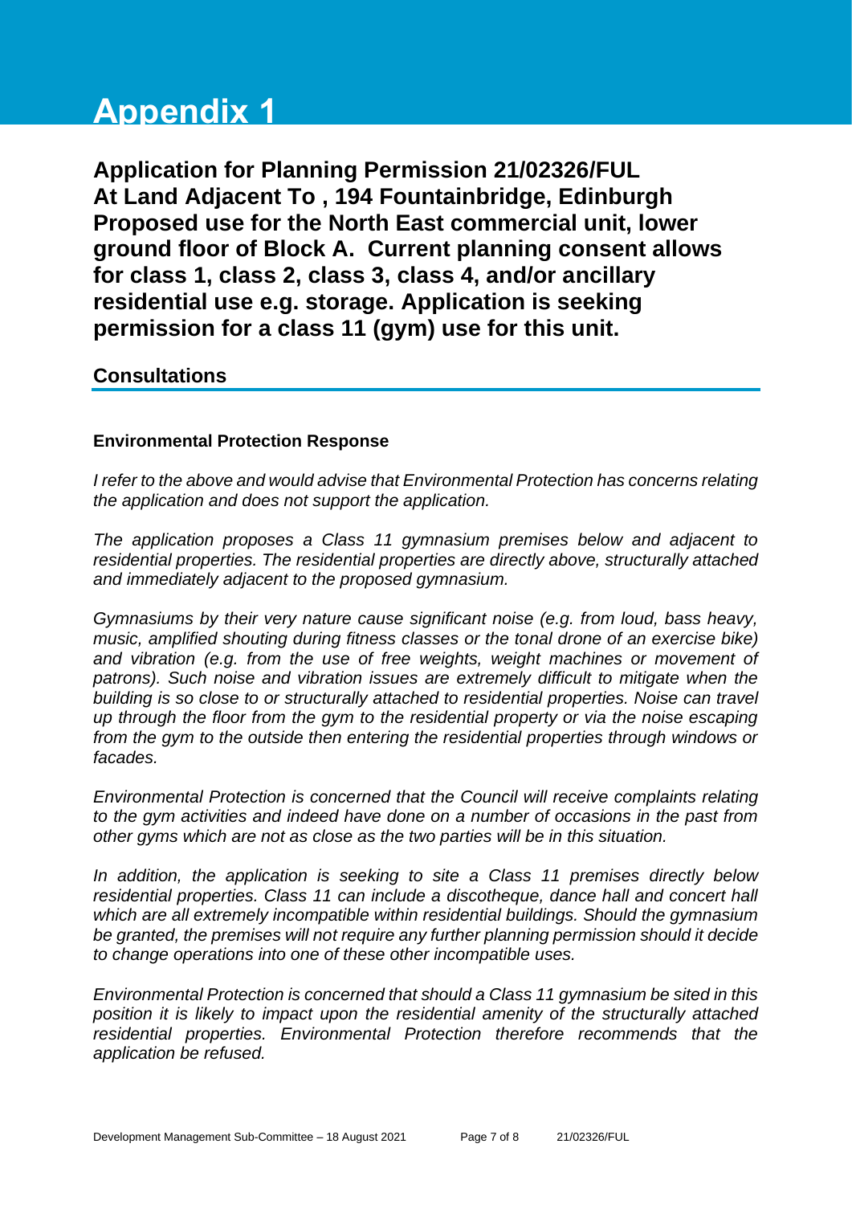# Appendix 1

**Application for Planning Permission 21/02326/FUL**
**At Land Adjacent To , 194 Fountainbridge, Edinburgh**
**Proposed use for the North East commercial unit, lower ground floor of Block A. Current planning consent allows for class 1, class 2, class 3, class 4, and/or ancillary residential use e.g. storage. Application is seeking permission for a class 11 (gym) use for this unit.**

## Consultations

### Environmental Protection Response

*I refer to the above and would advise that Environmental Protection has concerns relating the application and does not support the application.*

*The application proposes a Class 11 gymnasium premises below and adjacent to residential properties. The residential properties are directly above, structurally attached and immediately adjacent to the proposed gymnasium.*

*Gymnasiums by their very nature cause significant noise (e.g. from loud, bass heavy, music, amplified shouting during fitness classes or the tonal drone of an exercise bike) and vibration (e.g. from the use of free weights, weight machines or movement of patrons). Such noise and vibration issues are extremely difficult to mitigate when the building is so close to or structurally attached to residential properties. Noise can travel up through the floor from the gym to the residential property or via the noise escaping from the gym to the outside then entering the residential properties through windows or facades.*

*Environmental Protection is concerned that the Council will receive complaints relating to the gym activities and indeed have done on a number of occasions in the past from other gyms which are not as close as the two parties will be in this situation.*

*In addition, the application is seeking to site a Class 11 premises directly below residential properties. Class 11 can include a discotheque, dance hall and concert hall which are all extremely incompatible within residential buildings. Should the gymnasium be granted, the premises will not require any further planning permission should it decide to change operations into one of these other incompatible uses.*

*Environmental Protection is concerned that should a Class 11 gymnasium be sited in this position it is likely to impact upon the residential amenity of the structurally attached residential properties. Environmental Protection therefore recommends that the application be refused.*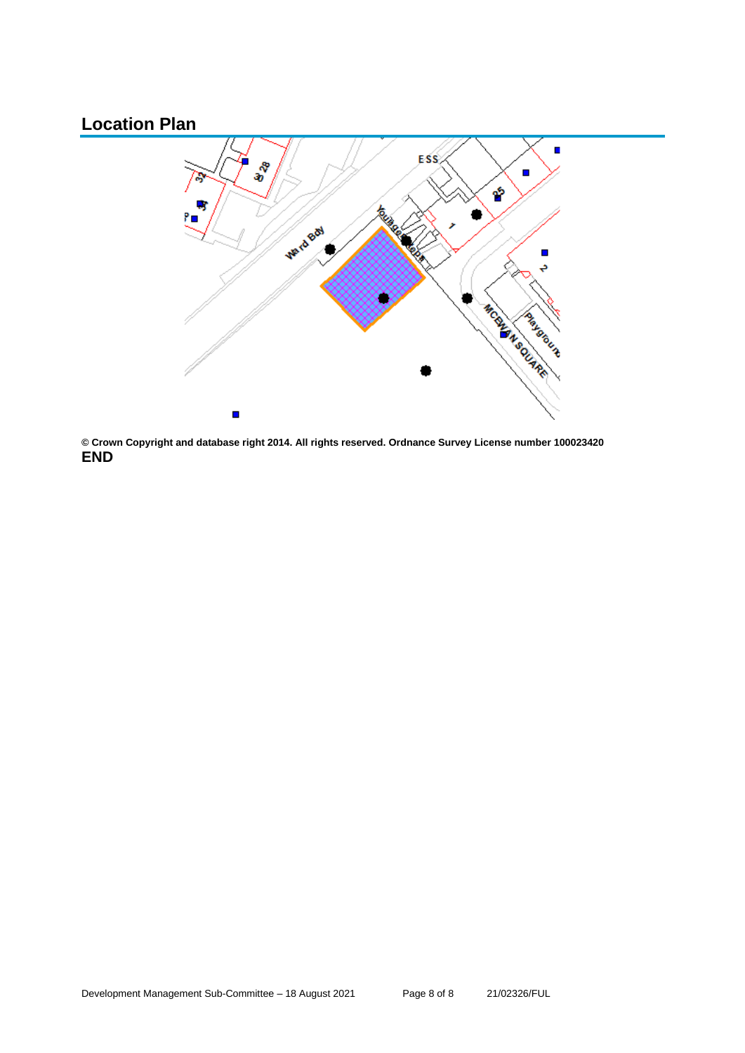## Location Plan

ESS

32

34

P

30 28

Ward Bay

Younger Gardens

1

25

2

MCEWAN SQUARE

Playground

© Crown Copyright and database right 2014. All rights reserved. Ordnance Survey License number 100023420

**END**